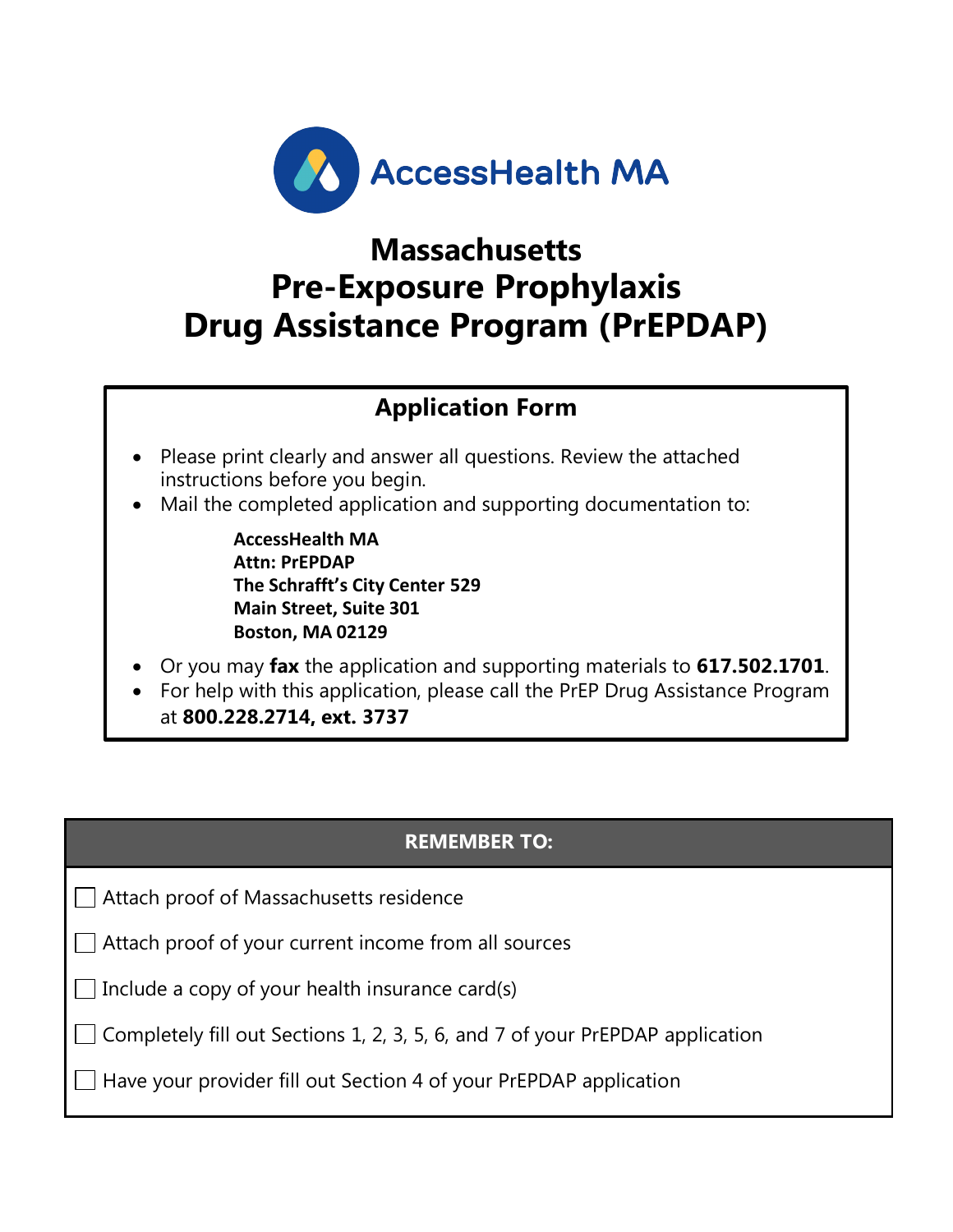AccessHealth MA

# Massachusetts Pre-Exposure Prophylaxis Drug Assistance Program (PrEPDAP)

## Application Form

- Please print clearly and answer all questions. Review the attached instructions before you begin.
- Mail the completed application and supporting documentation to:

  **AccessHealth MA**
  **Attn: PrEPDAP**
  **The Schrafft's City Center 529**
  **Main Street, Suite 301**
  **Boston, MA 02129**

- Or you may **fax** the application and supporting materials to **617.502.1701**.
- For help with this application, please call the PrEP Drug Assistance Program at **800.228.2714, ext. 3737**

**REMEMBER TO:**

- ☐ Attach proof of Massachusetts residence
- ☐ Attach proof of your current income from all sources
- ☐ Include a copy of your health insurance card(s)
- ☐ Completely fill out Sections 1, 2, 3, 5, 6, and 7 of your PrEPDAP application
- ☐ Have your provider fill out Section 4 of your PrEPDAP application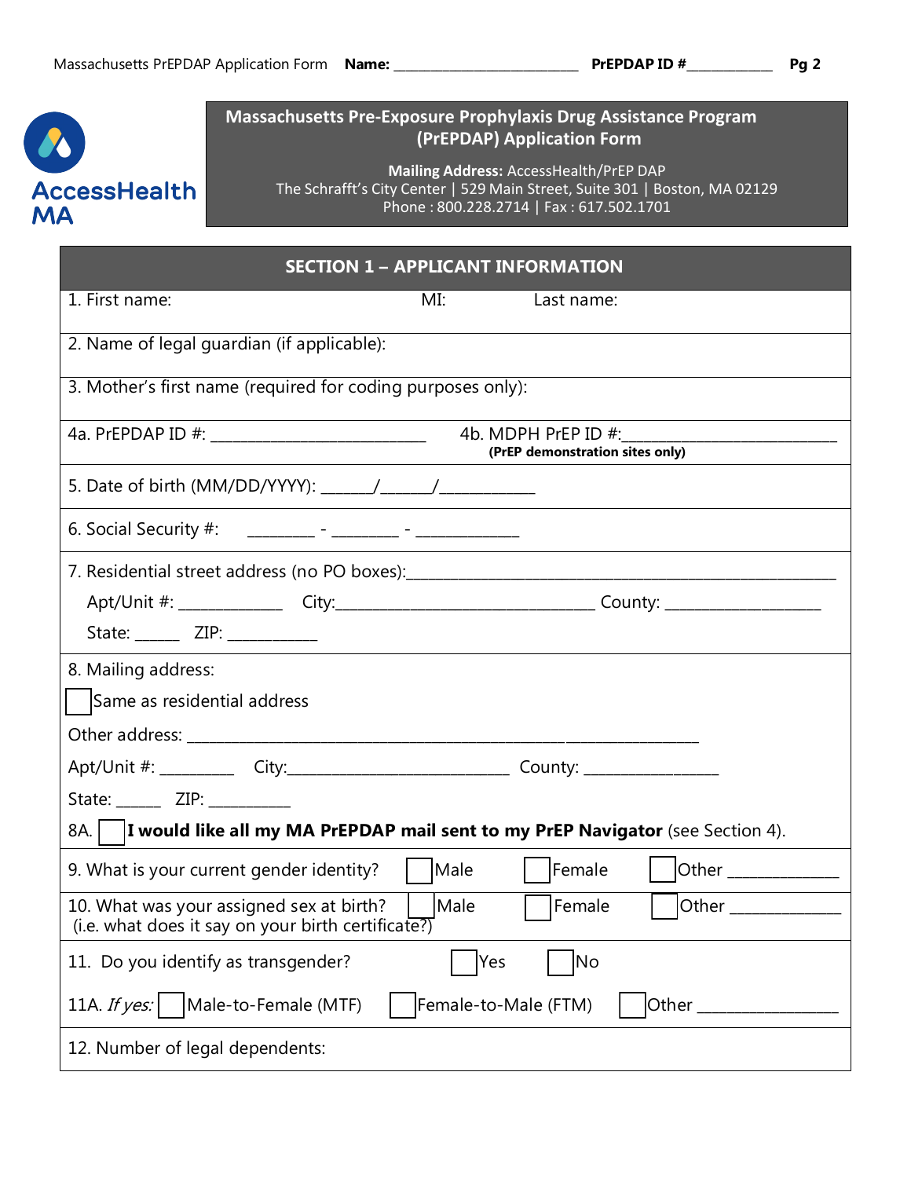# Massachusetts Pre-Exposure Prophylaxis Drug Assistance Program (PrEPDAP) Application Form

**Mailing Address:** AccessHealth/PrEP DAP
The Schrafft's City Center | 529 Main Street, Suite 301 | Boston, MA 02129
Phone : 800.228.2714 | Fax : 617.502.1701

## SECTION 1 – APPLICANT INFORMATION

1. First name: MI: Last name:

2. Name of legal guardian (if applicable):

3. Mother's first name (required for coding purposes only):

4a. PrEPDAP ID #: ________________________ 4b. MDPH PrEP ID #:________________________
**(PrEP demonstration sites only)**

5. Date of birth (MM/DD/YYYY): ______/______/___________

6. Social Security #: ________ - ________ - ____________

7. Residential street address (no PO boxes):______________________________________________

Apt/Unit #: ____________ City:______________________________ County: __________________

State: _____ ZIP: __________

8. Mailing address:

☐ Same as residential address

Other address: ____________________________________________________________

Apt/Unit #: ________ City:__________________________ County: _______________

State: _____ ZIP: __________

8A. ☐ **I would like all my MA PrEPDAP mail sent to my PrEP Navigator** (see Section 4).

9. What is your current gender identity? ☐ Male ☐ Female ☐ Other ____________

10. What was your assigned sex at birth? ☐ Male ☐ Female ☐ Other ____________
(i.e. what does it say on your birth certificate?)

11. Do you identify as transgender? ☐ Yes ☐ No

11A. *If yes:* ☐ Male-to-Female (MTF) ☐ Female-to-Male (FTM) ☐ Other _______________

12. Number of legal dependents: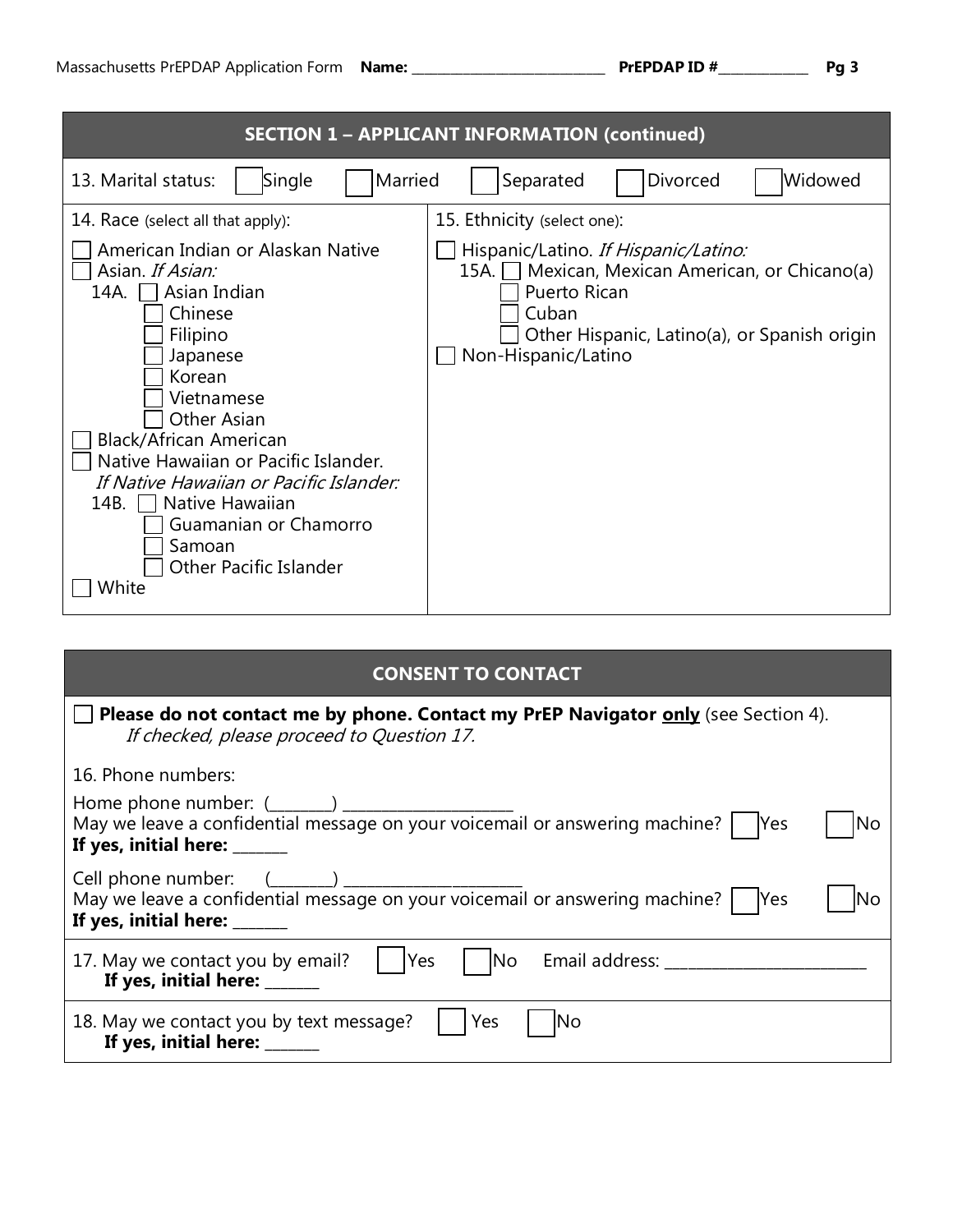## SECTION 1 – APPLICANT INFORMATION (continued)

13. Marital status: ☐ Single ☐ Married ☐ Separated ☐ Divorced ☐ Widowed

14. Race (select all that apply):

- ☐ American Indian or Alaskan Native
- ☐ Asian. *If Asian:*
  - 14A. ☐ Asian Indian
  - ☐ Chinese
  - ☐ Filipino
  - ☐ Japanese
  - ☐ Korean
  - ☐ Vietnamese
  - ☐ Other Asian
- ☐ Black/African American
- ☐ Native Hawaiian or Pacific Islander. *If Native Hawaiian or Pacific Islander:*
  - 14B. ☐ Native Hawaiian
  - ☐ Guamanian or Chamorro
  - ☐ Samoan
  - ☐ Other Pacific Islander
- ☐ White

15. Ethnicity (select one):

- ☐ Hispanic/Latino. *If Hispanic/Latino:*
  - 15A. ☐ Mexican, Mexican American, or Chicano(a)
  - ☐ Puerto Rican
  - ☐ Cuban
  - ☐ Other Hispanic, Latino(a), or Spanish origin
- ☐ Non-Hispanic/Latino

## CONSENT TO CONTACT

☐ **Please do not contact me by phone. Contact my PrEP Navigator only** (see Section 4).
*If checked, please proceed to Question 17.*

16. Phone numbers:

Home phone number: (________) ____________________
May we leave a confidential message on your voicemail or answering machine? ☐ Yes ☐ No
**If yes, initial here:** ______

Cell phone number: (________) ______________________
May we leave a confidential message on your voicemail or answering machine? ☐ Yes ☐ No
**If yes, initial here:** ______

17. May we contact you by email? ☐ Yes ☐ No Email address: ________________________
**If yes, initial here:** ______

18. May we contact you by text message? ☐ Yes ☐ No
**If yes, initial here:** ______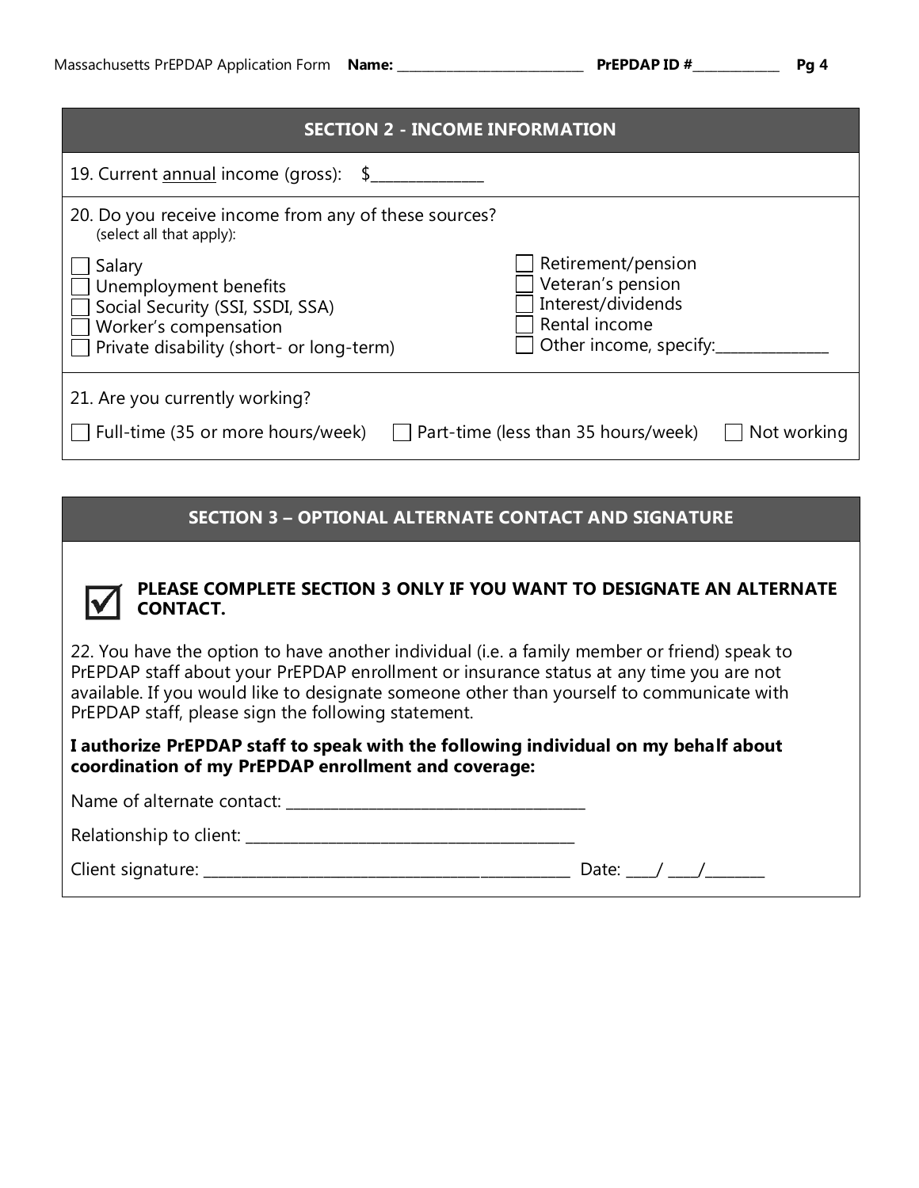## SECTION 2 - INCOME INFORMATION

19. Current annual income (gross): $______________

20. Do you receive income from any of these sources? (select all that apply):

- ☐ Salary
- ☐ Unemployment benefits
- ☐ Social Security (SSI, SSDI, SSA)
- ☐ Worker's compensation
- ☐ Private disability (short- or long-term)
- ☐ Retirement/pension
- ☐ Veteran's pension
- ☐ Interest/dividends
- ☐ Rental income
- ☐ Other income, specify:______________

21. Are you currently working?

☐ Full-time (35 or more hours/week) ☐ Part-time (less than 35 hours/week) ☐ Not working

## SECTION 3 – OPTIONAL ALTERNATE CONTACT AND SIGNATURE

☑ **PLEASE COMPLETE SECTION 3 ONLY IF YOU WANT TO DESIGNATE AN ALTERNATE CONTACT.**

22. You have the option to have another individual (i.e. a family member or friend) speak to PrEPDAP staff about your PrEPDAP enrollment or insurance status at any time you are not available. If you would like to designate someone other than yourself to communicate with PrEPDAP staff, please sign the following statement.

**I authorize PrEPDAP staff to speak with the following individual on my behalf about coordination of my PrEPDAP enrollment and coverage:**

Name of alternate contact: ______________________________________

Relationship to client: __________________________________________

Client signature: _______________________________________________ Date: ____/ ____/________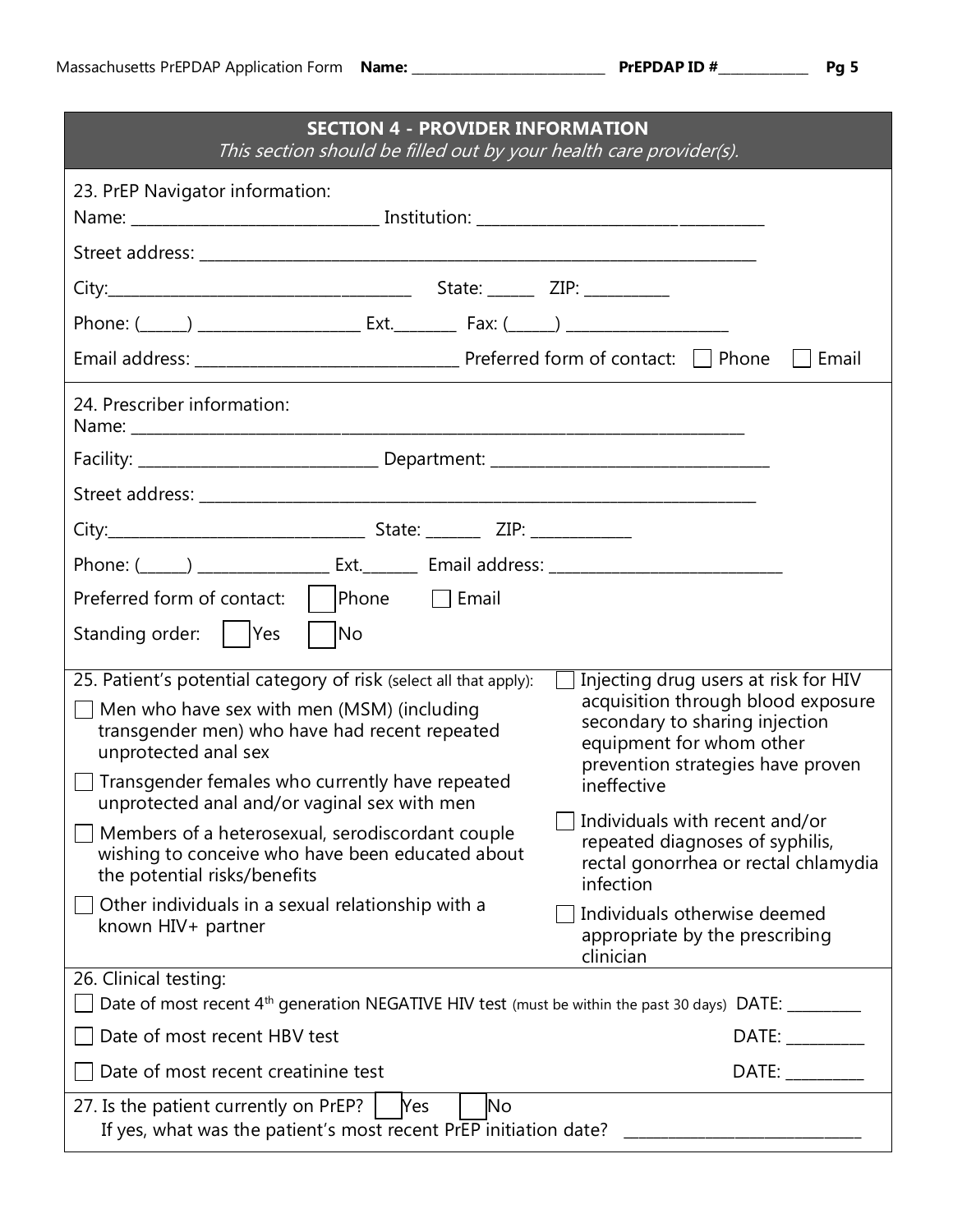## SECTION 4 - PROVIDER INFORMATION

*This section should be filled out by your health care provider(s).*

23. PrEP Navigator information:

Name: ______________________________ Institution: ___________________________________

Street address: ______________________________________________________________________

City:_____________________________________ State: ______ ZIP: __________

Phone: (______) ___________________ Ext.________ Fax: (______) ___________________

Email address: _______________________________ Preferred form of contact: ☐ Phone ☐ Email

24. Prescriber information:

Name: ____________________________________________________________________________

Facility: ____________________________ Department: _________________________________

Street address: ______________________________________________________________________

City:_______________________________ State: _______ ZIP: ____________

Phone: (______) ________________ Ext._______ Email address: ____________________________

Preferred form of contact: ☐ Phone ☐ Email

Standing order: ☐ Yes ☐ No

25. Patient's potential category of risk (select all that apply):

☐ Men who have sex with men (MSM) (including transgender men) who have had recent repeated unprotected anal sex

☐ Transgender females who currently have repeated unprotected anal and/or vaginal sex with men

☐ Members of a heterosexual, serodiscordant couple wishing to conceive who have been educated about the potential risks/benefits

☐ Other individuals in a sexual relationship with a known HIV+ partner

☐ Injecting drug users at risk for HIV acquisition through blood exposure secondary to sharing injection equipment for whom other prevention strategies have proven ineffective

☐ Individuals with recent and/or repeated diagnoses of syphilis, rectal gonorrhea or rectal chlamydia infection

☐ Individuals otherwise deemed appropriate by the prescribing clinician

26. Clinical testing:

☐ Date of most recent 4th generation NEGATIVE HIV test (must be within the past 30 days) DATE: _________

☐ Date of most recent HBV test DATE: _________

☐ Date of most recent creatinine test DATE: _________

27. Is the patient currently on PrEP? ☐ Yes ☐ No

If yes, what was the patient's most recent PrEP initiation date? ____________________________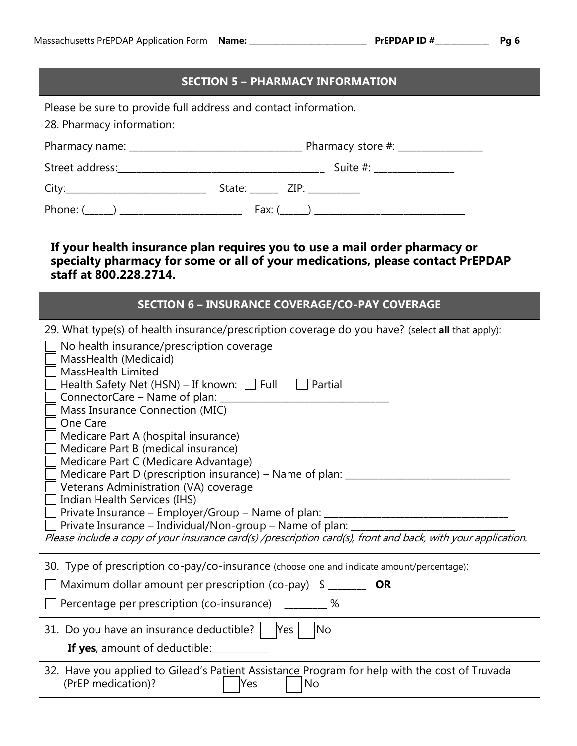## SECTION 5 – PHARMACY INFORMATION

Please be sure to provide full address and contact information.

28. Pharmacy information:

Pharmacy name: ______________________ Pharmacy store #: ____________

Street address: ______________________ Suite #: ____________

City: ______________________ State: _____ ZIP: ________

Phone: (_____) ________________ Fax: (_____) ______________________

**If your health insurance plan requires you to use a mail order pharmacy or specialty pharmacy for some or all of your medications, please contact PrEPDAP staff at 800.228.2714.**

## SECTION 6 – INSURANCE COVERAGE/CO-PAY COVERAGE

29. What type(s) of health insurance/prescription coverage do you have? (select **all** that apply):

- ☐ No health insurance/prescription coverage
- ☐ MassHealth (Medicaid)
- ☐ MassHealth Limited
- ☐ Health Safety Net (HSN) – If known: ☐ Full ☐ Partial
- ☐ ConnectorCare – Name of plan: ______________________
- ☐ Mass Insurance Connection (MIC)
- ☐ One Care
- ☐ Medicare Part A (hospital insurance)
- ☐ Medicare Part B (medical insurance)
- ☐ Medicare Part C (Medicare Advantage)
- ☐ Medicare Part D (prescription insurance) – Name of plan: ______________________
- ☐ Veterans Administration (VA) coverage
- ☐ Indian Health Services (IHS)
- ☐ Private Insurance – Employer/Group – Name of plan: ______________________
- ☐ Private Insurance – Individual/Non-group – Name of plan: ______________________

*Please include a copy of your insurance card(s) /prescription card(s), front and back, with your application.*

30. Type of prescription co-pay/co-insurance (choose one and indicate amount/percentage):

- ☐ Maximum dollar amount per prescription (co-pay) $ _______ **OR**
- ☐ Percentage per prescription (co-insurance) _______ %

31. Do you have an insurance deductible? ☐ Yes ☐ No

**If yes**, amount of deductible: __________

32. Have you applied to Gilead's Patient Assistance Program for help with the cost of Truvada (PrEP medication)? ☐ Yes ☐ No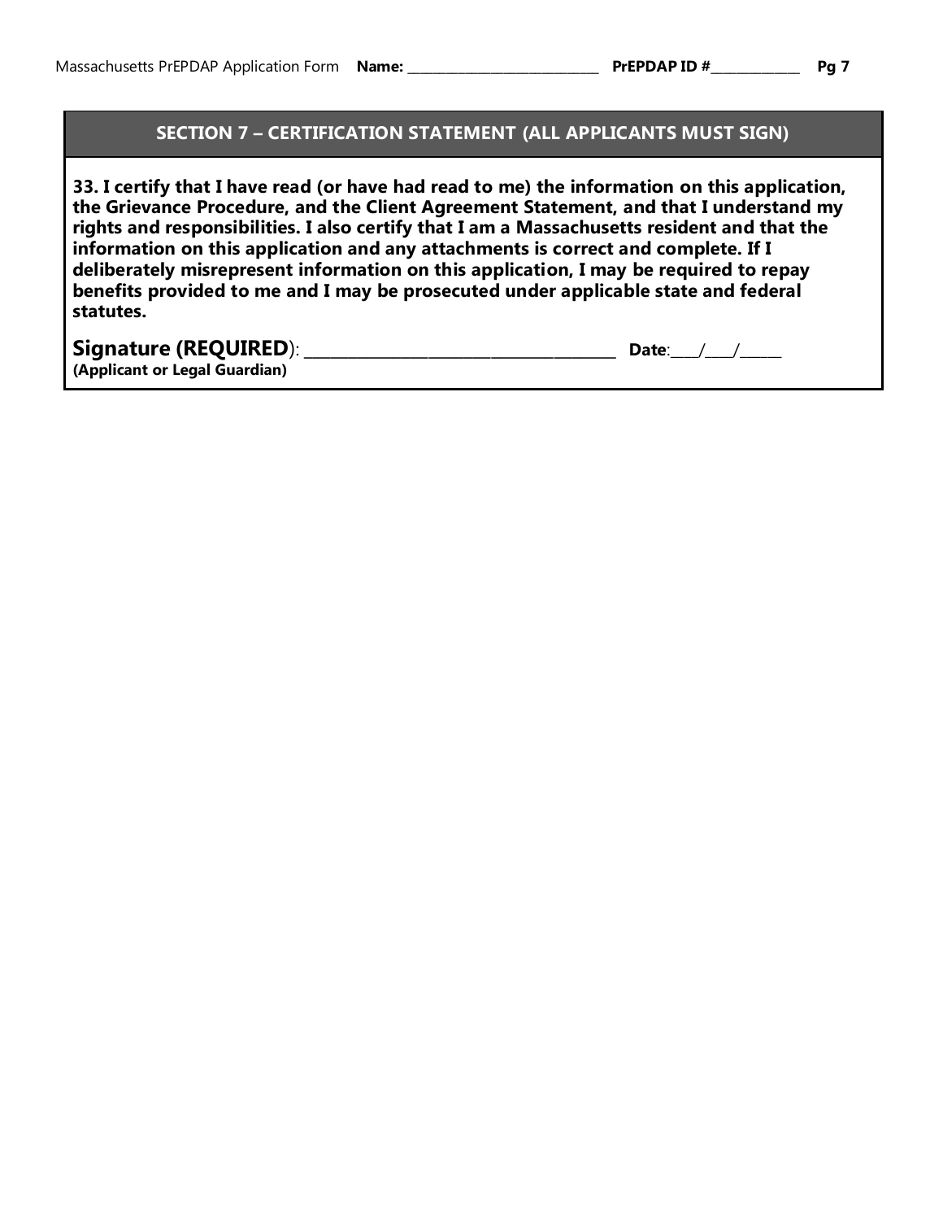## SECTION 7 – CERTIFICATION STATEMENT (ALL APPLICANTS MUST SIGN)

**33. I certify that I have read (or have had read to me) the information on this application, the Grievance Procedure, and the Client Agreement Statement, and that I understand my rights and responsibilities. I also certify that I am a Massachusetts resident and that the information on this application and any attachments is correct and complete. If I deliberately misrepresent information on this application, I may be required to repay benefits provided to me and I may be prosecuted under applicable state and federal statutes.**

**Signature (REQUIRED)**: ________________________________________ **Date**:____/____/______
**(Applicant or Legal Guardian)**